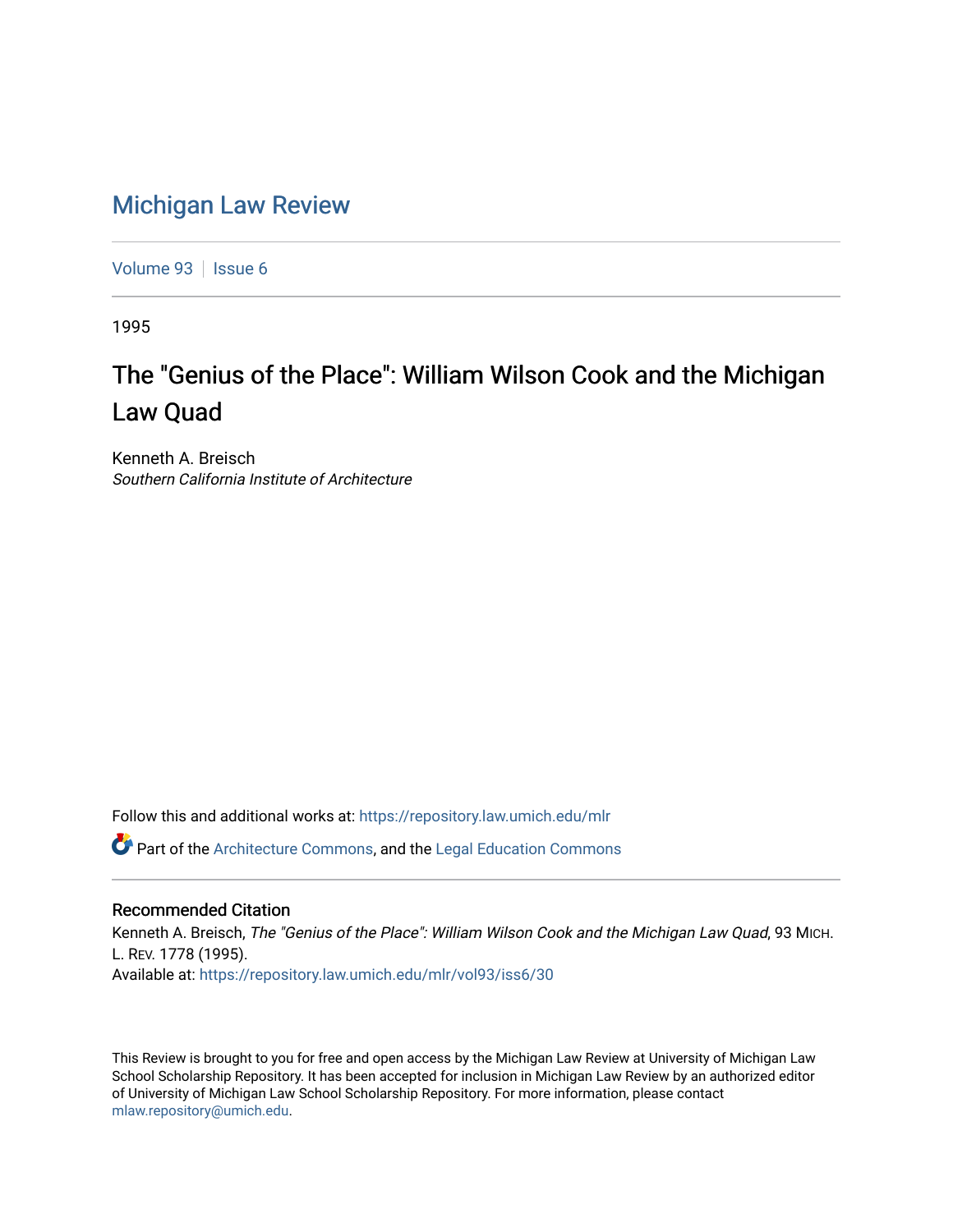# Michigan Law Review

Volume 93 | Issue 6

1995

## The "Genius of the Place": William Wilson Cook and the Michigan Law Quad

Kenneth A. Breisch
*Southern California Institute of Architecture*

Follow this and additional works at: https://repository.law.umich.edu/mlr

Part of the Architecture Commons, and the Legal Education Commons

### Recommended Citation

Kenneth A. Breisch, *The "Genius of the Place": William Wilson Cook and the Michigan Law Quad*, 93 MICH. L. REV. 1778 (1995).
Available at: https://repository.law.umich.edu/mlr/vol93/iss6/30

This Review is brought to you for free and open access by the Michigan Law Review at University of Michigan Law School Scholarship Repository. It has been accepted for inclusion in Michigan Law Review by an authorized editor of University of Michigan Law School Scholarship Repository. For more information, please contact mlaw.repository@umich.edu.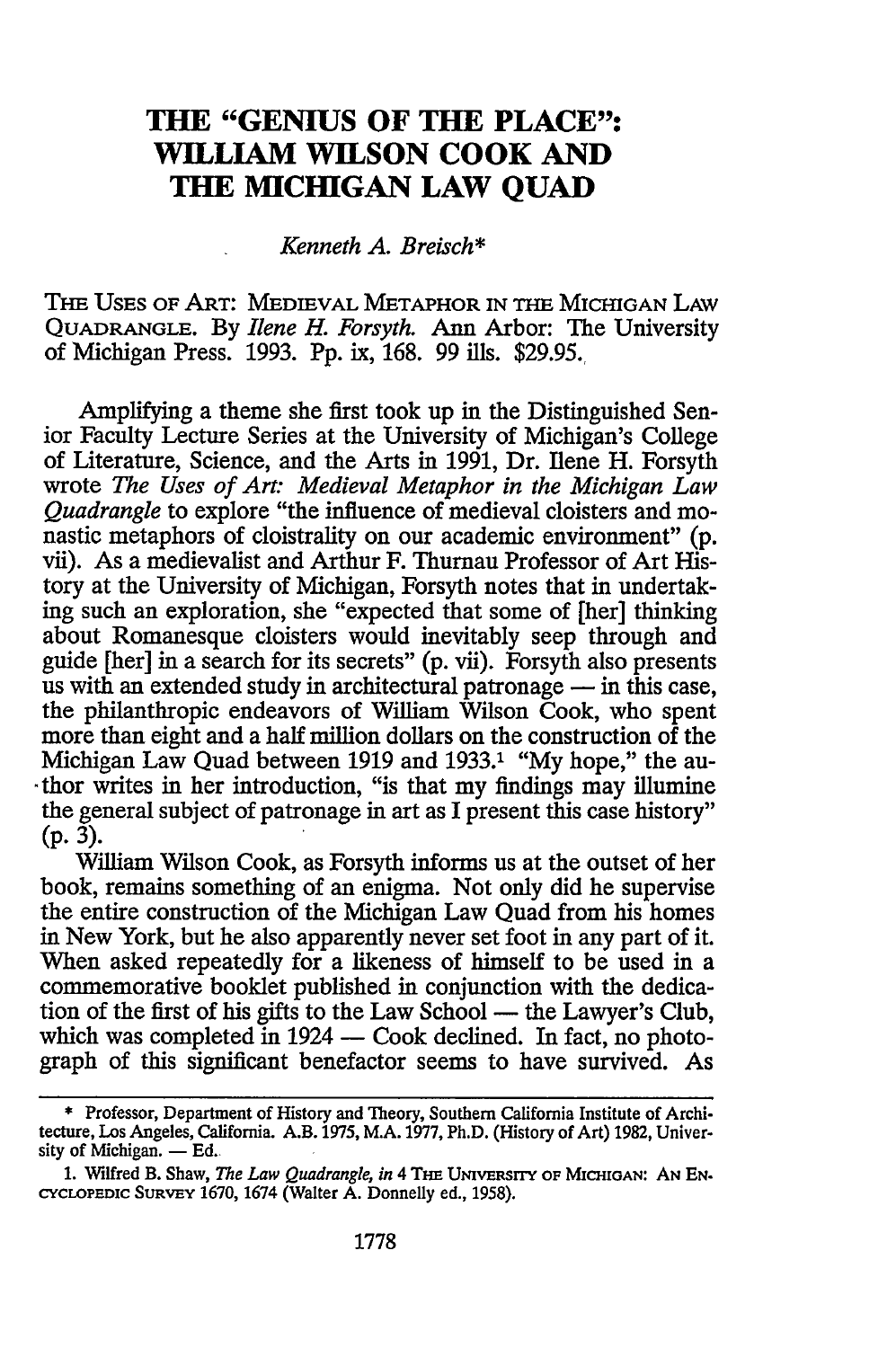# THE "GENIUS OF THE PLACE": WILLIAM WILSON COOK AND THE MICHIGAN LAW QUAD

*Kenneth A. Breisch**

THE USES OF ART: MEDIEVAL METAPHOR IN THE MICHIGAN LAW QUADRANGLE. By *Ilene H. Forsyth.* Ann Arbor: The University of Michigan Press. 1993. Pp. ix, 168. 99 ills. $29.95.

Amplifying a theme she first took up in the Distinguished Senior Faculty Lecture Series at the University of Michigan's College of Literature, Science, and the Arts in 1991, Dr. Ilene H. Forsyth wrote *The Uses of Art: Medieval Metaphor in the Michigan Law Quadrangle* to explore "the influence of medieval cloisters and monastic metaphors of cloistrality on our academic environment" (p. vii). As a medievalist and Arthur F. Thurnau Professor of Art History at the University of Michigan, Forsyth notes that in undertaking such an exploration, she "expected that some of [her] thinking about Romanesque cloisters would inevitably seep through and guide [her] in a search for its secrets" (p. vii). Forsyth also presents us with an extended study in architectural patronage — in this case, the philanthropic endeavors of William Wilson Cook, who spent more than eight and a half million dollars on the construction of the Michigan Law Quad between 1919 and 1933.[1] "My hope," the author writes in her introduction, "is that my findings may illumine the general subject of patronage in art as I present this case history" (p. 3).

William Wilson Cook, as Forsyth informs us at the outset of her book, remains something of an enigma. Not only did he supervise the entire construction of the Michigan Law Quad from his homes in New York, but he also apparently never set foot in any part of it. When asked repeatedly for a likeness of himself to be used in a commemorative booklet published in conjunction with the dedication of the first of his gifts to the Law School — the Lawyer's Club, which was completed in 1924 — Cook declined. In fact, no photograph of this significant benefactor seems to have survived. As

---

\* Professor, Department of History and Theory, Southern California Institute of Architecture, Los Angeles, California. A.B. 1975, M.A. 1977, Ph.D. (History of Art) 1982, University of Michigan. — Ed.

1. Wilfred B. Shaw, *The Law Quadrangle, in* 4 THE UNIVERSITY OF MICHIGAN: AN ENCYCLOPEDIC SURVEY 1670, 1674 (Walter A. Donnelly ed., 1958).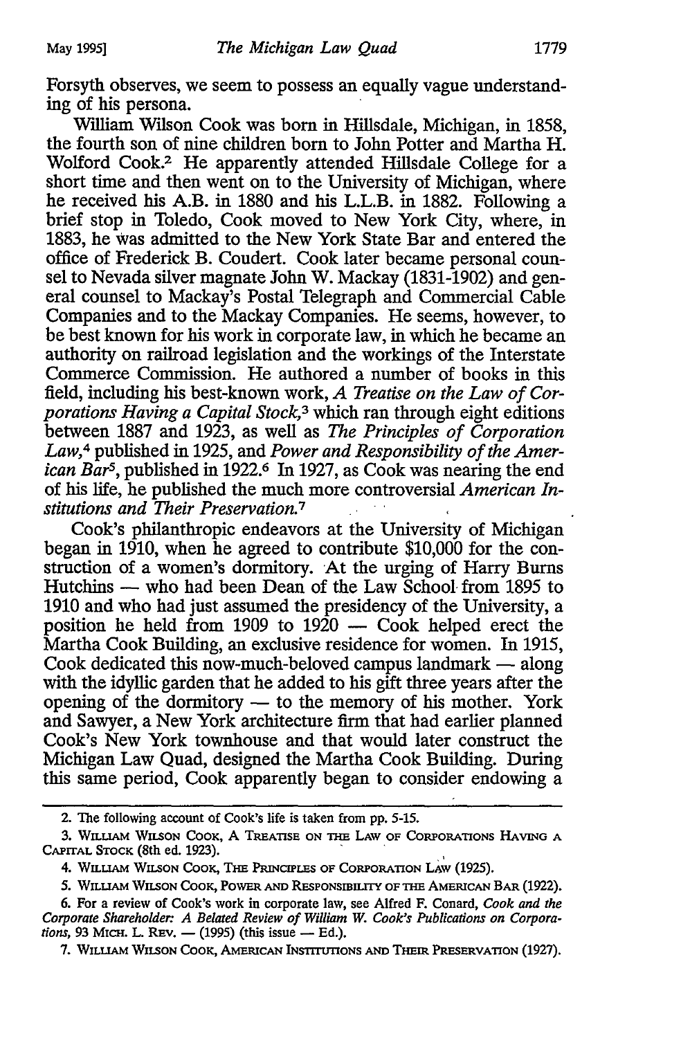Forsyth observes, we seem to possess an equally vague understanding of his persona.

William Wilson Cook was born in Hillsdale, Michigan, in 1858, the fourth son of nine children born to John Potter and Martha H. Wolford Cook.[2] He apparently attended Hillsdale College for a short time and then went on to the University of Michigan, where he received his A.B. in 1880 and his L.L.B. in 1882. Following a brief stop in Toledo, Cook moved to New York City, where, in 1883, he was admitted to the New York State Bar and entered the office of Frederick B. Coudert. Cook later became personal counsel to Nevada silver magnate John W. Mackay (1831-1902) and general counsel to Mackay's Postal Telegraph and Commercial Cable Companies and to the Mackay Companies. He seems, however, to be best known for his work in corporate law, in which he became an authority on railroad legislation and the workings of the Interstate Commerce Commission. He authored a number of books in this field, including his best-known work, *A Treatise on the Law of Corporations Having a Capital Stock*,[3] which ran through eight editions between 1887 and 1923, as well as *The Principles of Corporation Law*,[4] published in 1925, and *Power and Responsibility of the American Bar*[5], published in 1922.[6] In 1927, as Cook was nearing the end of his life, he published the much more controversial *American Institutions and Their Preservation*.[7]

Cook's philanthropic endeavors at the University of Michigan began in 1910, when he agreed to contribute $10,000 for the construction of a women's dormitory. At the urging of Harry Burns Hutchins — who had been Dean of the Law School from 1895 to 1910 and who had just assumed the presidency of the University, a position he held from 1909 to 1920 — Cook helped erect the Martha Cook Building, an exclusive residence for women. In 1915, Cook dedicated this now-much-beloved campus landmark — along with the idyllic garden that he added to his gift three years after the opening of the dormitory — to the memory of his mother. York and Sawyer, a New York architecture firm that had earlier planned Cook's New York townhouse and that would later construct the Michigan Law Quad, designed the Martha Cook Building. During this same period, Cook apparently began to consider endowing a

---

2. The following account of Cook's life is taken from pp. 5-15.

3. William Wilson Cook, A Treatise on the Law of Corporations Having a Capital Stock (8th ed. 1923).

4. William Wilson Cook, The Principles of Corporation Law (1925).

5. William Wilson Cook, Power and Responsibility of the American Bar (1922).

6. For a review of Cook's work in corporate law, see Alfred F. Conard, *Cook and the Corporate Shareholder: A Belated Review of William W. Cook's Publications on Corporations*, 93 Mich. L. Rev. — (1995) (this issue — Ed.).

7. William Wilson Cook, American Institutions and Their Preservation (1927).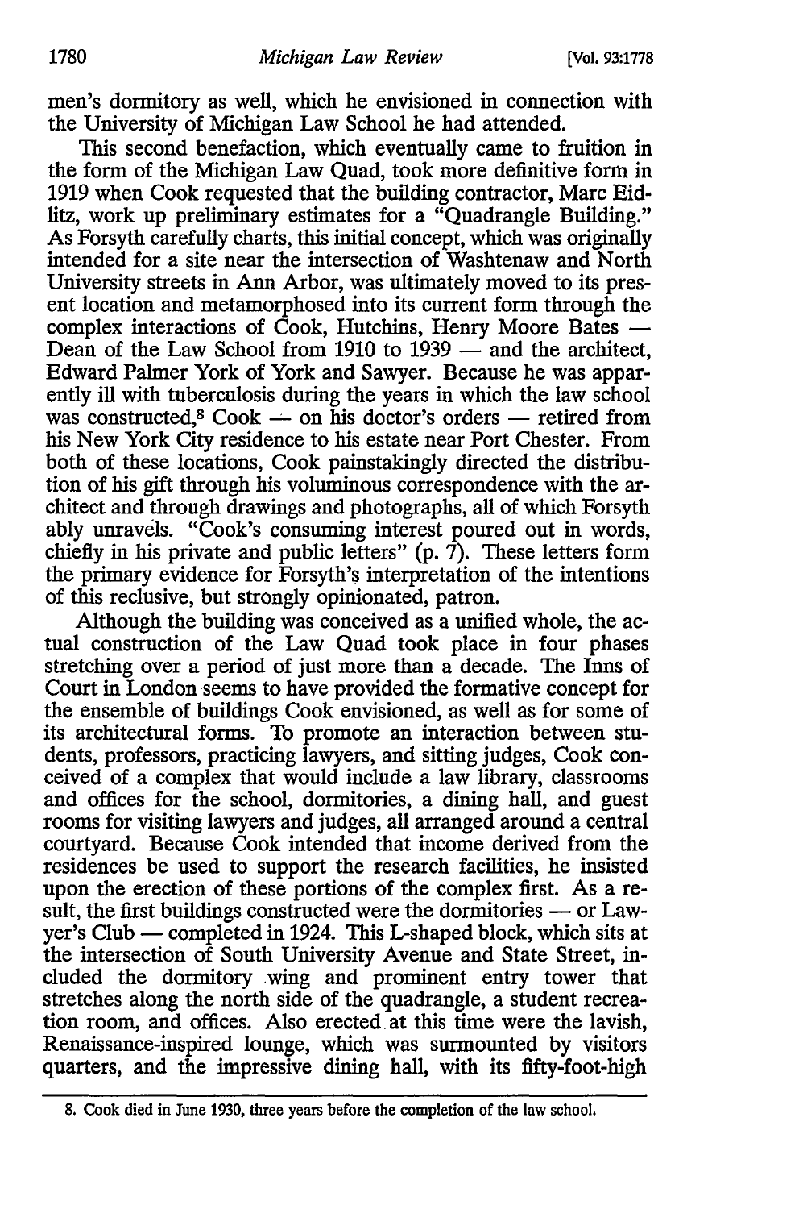men's dormitory as well, which he envisioned in connection with the University of Michigan Law School he had attended.

This second benefaction, which eventually came to fruition in the form of the Michigan Law Quad, took more definitive form in 1919 when Cook requested that the building contractor, Marc Eidlitz, work up preliminary estimates for a "Quadrangle Building." As Forsyth carefully charts, this initial concept, which was originally intended for a site near the intersection of Washtenaw and North University streets in Ann Arbor, was ultimately moved to its present location and metamorphosed into its current form through the complex interactions of Cook, Hutchins, Henry Moore Bates — Dean of the Law School from 1910 to 1939 — and the architect, Edward Palmer York of York and Sawyer. Because he was apparently ill with tuberculosis during the years in which the law school was constructed,[8] Cook — on his doctor's orders — retired from his New York City residence to his estate near Port Chester. From both of these locations, Cook painstakingly directed the distribution of his gift through his voluminous correspondence with the architect and through drawings and photographs, all of which Forsyth ably unravels. "Cook's consuming interest poured out in words, chiefly in his private and public letters" (p. 7). These letters form the primary evidence for Forsyth's interpretation of the intentions of this reclusive, but strongly opinionated, patron.

Although the building was conceived as a unified whole, the actual construction of the Law Quad took place in four phases stretching over a period of just more than a decade. The Inns of Court in London seems to have provided the formative concept for the ensemble of buildings Cook envisioned, as well as for some of its architectural forms. To promote an interaction between students, professors, practicing lawyers, and sitting judges, Cook conceived of a complex that would include a law library, classrooms and offices for the school, dormitories, a dining hall, and guest rooms for visiting lawyers and judges, all arranged around a central courtyard. Because Cook intended that income derived from the residences be used to support the research facilities, he insisted upon the erection of these portions of the complex first. As a result, the first buildings constructed were the dormitories — or Lawyer's Club — completed in 1924. This L-shaped block, which sits at the intersection of South University Avenue and State Street, included the dormitory wing and prominent entry tower that stretches along the north side of the quadrangle, a student recreation room, and offices. Also erected at this time were the lavish, Renaissance-inspired lounge, which was surmounted by visitors quarters, and the impressive dining hall, with its fifty-foot-high

8. Cook died in June 1930, three years before the completion of the law school.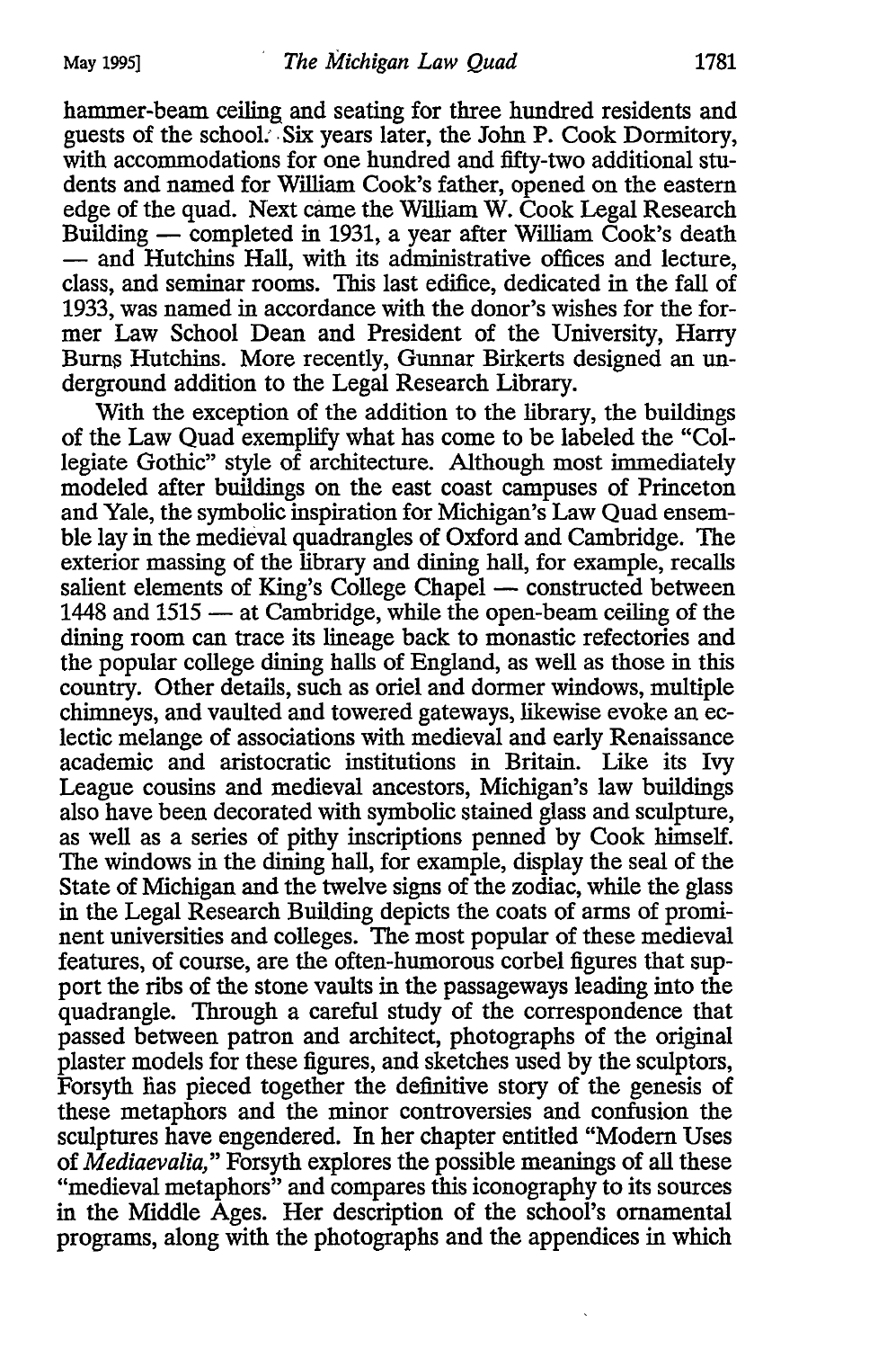hammer-beam ceiling and seating for three hundred residents and guests of the school. Six years later, the John P. Cook Dormitory, with accommodations for one hundred and fifty-two additional students and named for William Cook's father, opened on the eastern edge of the quad. Next came the William W. Cook Legal Research Building — completed in 1931, a year after William Cook's death — and Hutchins Hall, with its administrative offices and lecture, class, and seminar rooms. This last edifice, dedicated in the fall of 1933, was named in accordance with the donor's wishes for the former Law School Dean and President of the University, Harry Burns Hutchins. More recently, Gunnar Birkerts designed an underground addition to the Legal Research Library.

With the exception of the addition to the library, the buildings of the Law Quad exemplify what has come to be labeled the "Collegiate Gothic" style of architecture. Although most immediately modeled after buildings on the east coast campuses of Princeton and Yale, the symbolic inspiration for Michigan's Law Quad ensemble lay in the medieval quadrangles of Oxford and Cambridge. The exterior massing of the library and dining hall, for example, recalls salient elements of King's College Chapel — constructed between 1448 and 1515 — at Cambridge, while the open-beam ceiling of the dining room can trace its lineage back to monastic refectories and the popular college dining halls of England, as well as those in this country. Other details, such as oriel and dormer windows, multiple chimneys, and vaulted and towered gateways, likewise evoke an eclectic melange of associations with medieval and early Renaissance academic and aristocratic institutions in Britain. Like its Ivy League cousins and medieval ancestors, Michigan's law buildings also have been decorated with symbolic stained glass and sculpture, as well as a series of pithy inscriptions penned by Cook himself. The windows in the dining hall, for example, display the seal of the State of Michigan and the twelve signs of the zodiac, while the glass in the Legal Research Building depicts the coats of arms of prominent universities and colleges. The most popular of these medieval features, of course, are the often-humorous corbel figures that support the ribs of the stone vaults in the passageways leading into the quadrangle. Through a careful study of the correspondence that passed between patron and architect, photographs of the original plaster models for these figures, and sketches used by the sculptors, Forsyth has pieced together the definitive story of the genesis of these metaphors and the minor controversies and confusion the sculptures have engendered. In her chapter entitled "Modern Uses of *Mediaevalia,*" Forsyth explores the possible meanings of all these "medieval metaphors" and compares this iconography to its sources in the Middle Ages. Her description of the school's ornamental programs, along with the photographs and the appendices in which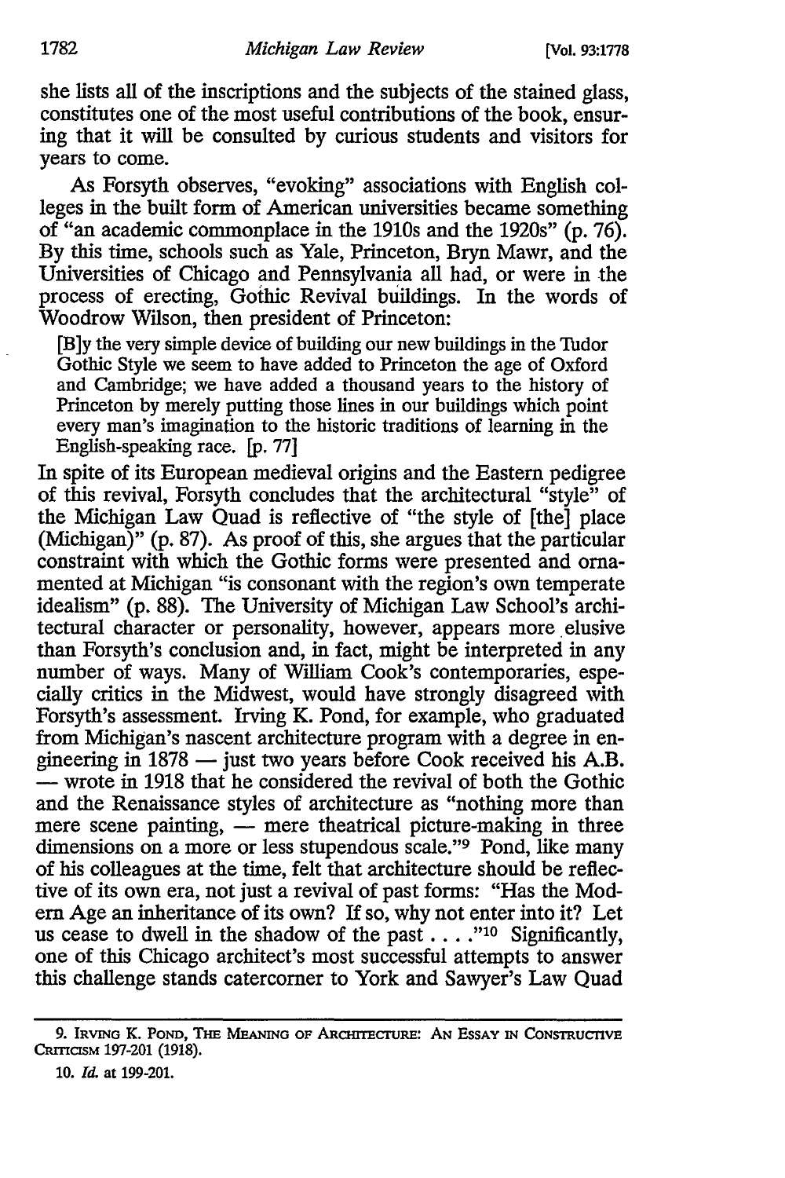she lists all of the inscriptions and the subjects of the stained glass, constitutes one of the most useful contributions of the book, ensuring that it will be consulted by curious students and visitors for years to come.

As Forsyth observes, "evoking" associations with English colleges in the built form of American universities became something of "an academic commonplace in the 1910s and the 1920s" (p. 76). By this time, schools such as Yale, Princeton, Bryn Mawr, and the Universities of Chicago and Pennsylvania all had, or were in the process of erecting, Gothic Revival buildings. In the words of Woodrow Wilson, then president of Princeton:

> [B]y the very simple device of building our new buildings in the Tudor Gothic Style we seem to have added to Princeton the age of Oxford and Cambridge; we have added a thousand years to the history of Princeton by merely putting those lines in our buildings which point every man's imagination to the historic traditions of learning in the English-speaking race. [p. 77]

In spite of its European medieval origins and the Eastern pedigree of this revival, Forsyth concludes that the architectural "style" of the Michigan Law Quad is reflective of "the style of [the] place (Michigan)" (p. 87). As proof of this, she argues that the particular constraint with which the Gothic forms were presented and ornamented at Michigan "is consonant with the region's own temperate idealism" (p. 88). The University of Michigan Law School's architectural character or personality, however, appears more elusive than Forsyth's conclusion and, in fact, might be interpreted in any number of ways. Many of William Cook's contemporaries, especially critics in the Midwest, would have strongly disagreed with Forsyth's assessment. Irving K. Pond, for example, who graduated from Michigan's nascent architecture program with a degree in engineering in 1878 — just two years before Cook received his A.B. — wrote in 1918 that he considered the revival of both the Gothic and the Renaissance styles of architecture as "nothing more than mere scene painting, — mere theatrical picture-making in three dimensions on a more or less stupendous scale."[9] Pond, like many of his colleagues at the time, felt that architecture should be reflective of its own era, not just a revival of past forms: "Has the Modern Age an inheritance of its own? If so, why not enter into it? Let us cease to dwell in the shadow of the past . . . ."[10] Significantly, one of this Chicago architect's most successful attempts to answer this challenge stands catercorner to York and Sawyer's Law Quad

---

9. Irving K. Pond, The Meaning of Architecture: An Essay in Constructive Criticism 197-201 (1918).

10. *Id.* at 199-201.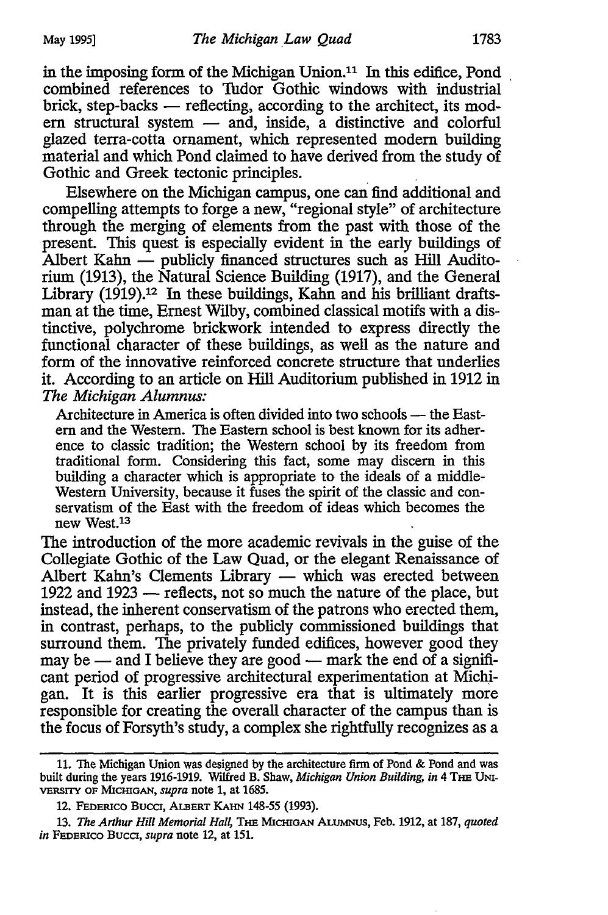in the imposing form of the Michigan Union.[11] In this edifice, Pond combined references to Tudor Gothic windows with industrial brick, step-backs — reflecting, according to the architect, its modern structural system — and, inside, a distinctive and colorful glazed terra-cotta ornament, which represented modern building material and which Pond claimed to have derived from the study of Gothic and Greek tectonic principles.

Elsewhere on the Michigan campus, one can find additional and compelling attempts to forge a new, "regional style" of architecture through the merging of elements from the past with those of the present. This quest is especially evident in the early buildings of Albert Kahn — publicly financed structures such as Hill Auditorium (1913), the Natural Science Building (1917), and the General Library (1919).[12] In these buildings, Kahn and his brilliant draftsman at the time, Ernest Wilby, combined classical motifs with a distinctive, polychrome brickwork intended to express directly the functional character of these buildings, as well as the nature and form of the innovative reinforced concrete structure that underlies it. According to an article on Hill Auditorium published in 1912 in *The Michigan Alumnus:*

> Architecture in America is often divided into two schools — the Eastern and the Western. The Eastern school is best known for its adherence to classic tradition; the Western school by its freedom from traditional form. Considering this fact, some may discern in this building a character which is appropriate to the ideals of a middle-Western University, because it fuses the spirit of the classic and conservatism of the East with the freedom of ideas which becomes the new West.[13]

The introduction of the more academic revivals in the guise of the Collegiate Gothic of the Law Quad, or the elegant Renaissance of Albert Kahn's Clements Library — which was erected between 1922 and 1923 — reflects, not so much the nature of the place, but instead, the inherent conservatism of the patrons who erected them, in contrast, perhaps, to the publicly commissioned buildings that surround them. The privately funded edifices, however good they may be — and I believe they are good — mark the end of a significant period of progressive architectural experimentation at Michigan. It is this earlier progressive era that is ultimately more responsible for creating the overall character of the campus than is the focus of Forsyth's study, a complex she rightfully recognizes as a

---

11. The Michigan Union was designed by the architecture firm of Pond & Pond and was built during the years 1916-1919. Wilfred B. Shaw, *Michigan Union Building, in* 4 THE UNIVERSITY OF MICHIGAN, *supra* note 1, at 1685.

12. FEDERICO BUCCI, ALBERT KAHN 148-55 (1993).

13. *The Arthur Hill Memorial Hall,* THE MICHIGAN ALUMNUS, Feb. 1912, at 187, *quoted in* FEDERICO BUCCI, *supra* note 12, at 151.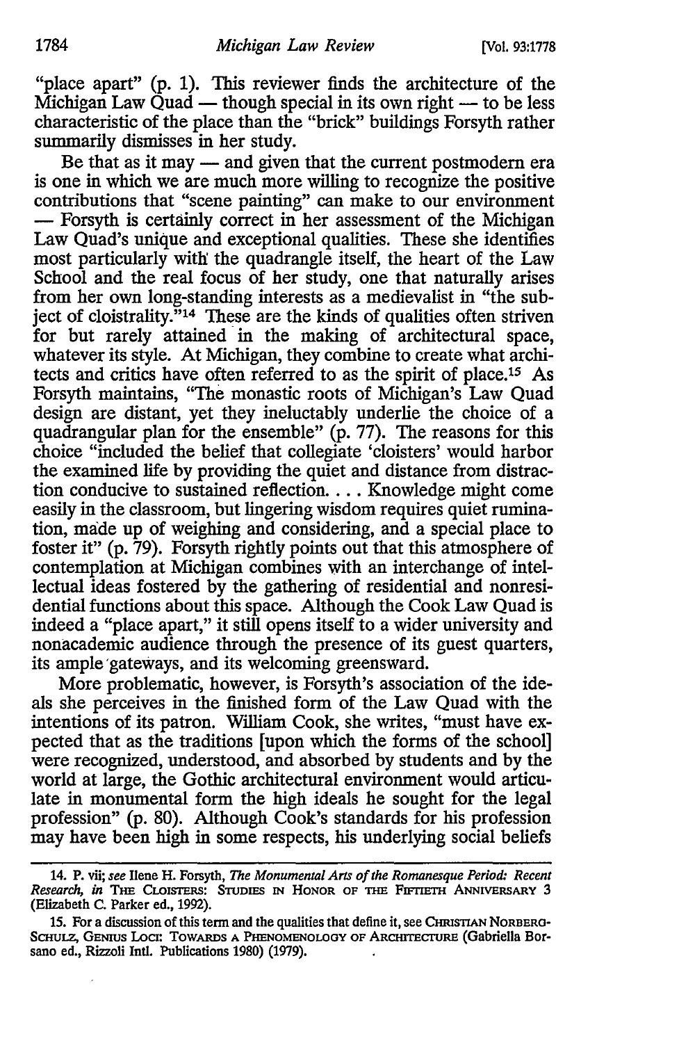"place apart" (p. 1). This reviewer finds the architecture of the Michigan Law Quad — though special in its own right — to be less characteristic of the place than the "brick" buildings Forsyth rather summarily dismisses in her study.

Be that as it may — and given that the current postmodern era is one in which we are much more willing to recognize the positive contributions that "scene painting" can make to our environment — Forsyth is certainly correct in her assessment of the Michigan Law Quad's unique and exceptional qualities. These she identifies most particularly with the quadrangle itself, the heart of the Law School and the real focus of her study, one that naturally arises from her own long-standing interests as a medievalist in "the subject of cloistrality."[14] These are the kinds of qualities often striven for but rarely attained in the making of architectural space, whatever its style. At Michigan, they combine to create what architects and critics have often referred to as the spirit of place.[15] As Forsyth maintains, "The monastic roots of Michigan's Law Quad design are distant, yet they ineluctably underlie the choice of a quadrangular plan for the ensemble" (p. 77). The reasons for this choice "included the belief that collegiate 'cloisters' would harbor the examined life by providing the quiet and distance from distraction conducive to sustained reflection. . . . Knowledge might come easily in the classroom, but lingering wisdom requires quiet rumination, made up of weighing and considering, and a special place to foster it" (p. 79). Forsyth rightly points out that this atmosphere of contemplation at Michigan combines with an interchange of intellectual ideas fostered by the gathering of residential and nonresidential functions about this space. Although the Cook Law Quad is indeed a "place apart," it still opens itself to a wider university and nonacademic audience through the presence of its guest quarters, its ample gateways, and its welcoming greensward.

More problematic, however, is Forsyth's association of the ideals she perceives in the finished form of the Law Quad with the intentions of its patron. William Cook, she writes, "must have expected that as the traditions [upon which the forms of the school] were recognized, understood, and absorbed by students and by the world at large, the Gothic architectural environment would articulate in monumental form the high ideals he sought for the legal profession" (p. 80). Although Cook's standards for his profession may have been high in some respects, his underlying social beliefs

---

14. P. vii; *see* Ilene H. Forsyth, *The Monumental Arts of the Romanesque Period: Recent Research*, *in* THE CLOISTERS: STUDIES IN HONOR OF THE FIFTIETH ANNIVERSARY 3 (Elizabeth C. Parker ed., 1992).

15. For a discussion of this term and the qualities that define it, see CHRISTIAN NORBERG-SCHULZ, GENIUS LOCI: TOWARDS A PHENOMENOLOGY OF ARCHITECTURE (Gabriella Borsano ed., Rizzoli Intl. Publications 1980) (1979).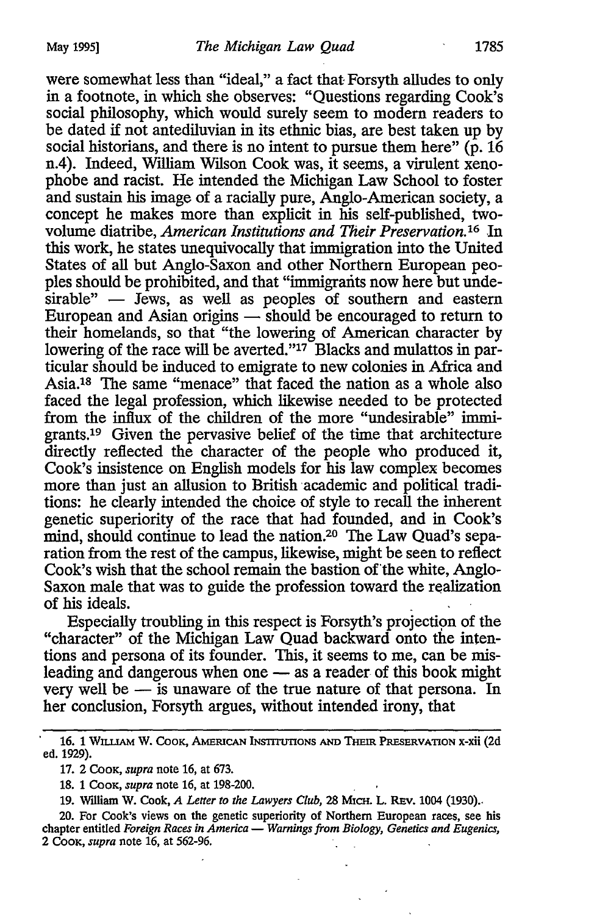were somewhat less than "ideal," a fact that Forsyth alludes to only in a footnote, in which she observes: "Questions regarding Cook's social philosophy, which would surely seem to modern readers to be dated if not antediluvian in its ethnic bias, are best taken up by social historians, and there is no intent to pursue them here" (p. 16 n.4). Indeed, William Wilson Cook was, it seems, a virulent xenophobe and racist. He intended the Michigan Law School to foster and sustain his image of a racially pure, Anglo-American society, a concept he makes more than explicit in his self-published, two-volume diatribe, *American Institutions and Their Preservation.*[16] In this work, he states unequivocally that immigration into the United States of all but Anglo-Saxon and other Northern European peoples should be prohibited, and that "immigrants now here but undesirable" — Jews, as well as peoples of southern and eastern European and Asian origins — should be encouraged to return to their homelands, so that "the lowering of American character by lowering of the race will be averted."[17] Blacks and mulattos in particular should be induced to emigrate to new colonies in Africa and Asia.[18] The same "menace" that faced the nation as a whole also faced the legal profession, which likewise needed to be protected from the influx of the children of the more "undesirable" immigrants.[19] Given the pervasive belief of the time that architecture directly reflected the character of the people who produced it, Cook's insistence on English models for his law complex becomes more than just an allusion to British academic and political traditions: he clearly intended the choice of style to recall the inherent genetic superiority of the race that had founded, and in Cook's mind, should continue to lead the nation.[20] The Law Quad's separation from the rest of the campus, likewise, might be seen to reflect Cook's wish that the school remain the bastion of the white, Anglo-Saxon male that was to guide the profession toward the realization of his ideals.

Especially troubling in this respect is Forsyth's projection of the "character" of the Michigan Law Quad backward onto the intentions and persona of its founder. This, it seems to me, can be misleading and dangerous when one — as a reader of this book might very well be — is unaware of the true nature of that persona. In her conclusion, Forsyth argues, without intended irony, that

---

16. 1 William W. Cook, American Institutions and Their Preservation x-xii (2d ed. 1929).

17. 2 Cook, *supra* note 16, at 673.

18. 1 Cook, *supra* note 16, at 198-200.

19. William W. Cook, *A Letter to the Lawyers Club*, 28 Mich. L. Rev. 1004 (1930).

20. For Cook's views on the genetic superiority of Northern European races, see his chapter entitled *Foreign Races in America — Warnings from Biology, Genetics and Eugenics*, 2 Cook, *supra* note 16, at 562-96.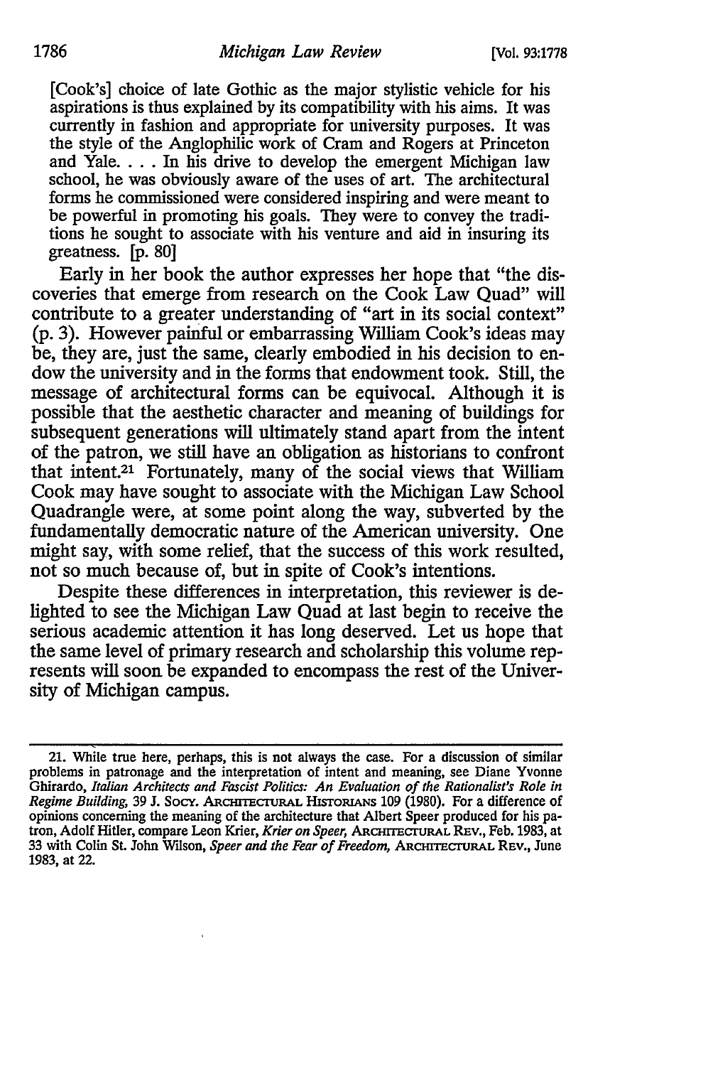> [Cook's] choice of late Gothic as the major stylistic vehicle for his aspirations is thus explained by its compatibility with his aims. It was currently in fashion and appropriate for university purposes. It was the style of the Anglophilic work of Cram and Rogers at Princeton and Yale. . . . In his drive to develop the emergent Michigan law school, he was obviously aware of the uses of art. The architectural forms he commissioned were considered inspiring and were meant to be powerful in promoting his goals. They were to convey the traditions he sought to associate with his venture and aid in insuring its greatness. [p. 80]

Early in her book the author expresses her hope that "the discoveries that emerge from research on the Cook Law Quad" will contribute to a greater understanding of "art in its social context" (p. 3). However painful or embarrassing William Cook's ideas may be, they are, just the same, clearly embodied in his decision to endow the university and in the forms that endowment took. Still, the message of architectural forms can be equivocal. Although it is possible that the aesthetic character and meaning of buildings for subsequent generations will ultimately stand apart from the intent of the patron, we still have an obligation as historians to confront that intent.[21] Fortunately, many of the social views that William Cook may have sought to associate with the Michigan Law School Quadrangle were, at some point along the way, subverted by the fundamentally democratic nature of the American university. One might say, with some relief, that the success of this work resulted, not so much because of, but in spite of Cook's intentions.

Despite these differences in interpretation, this reviewer is delighted to see the Michigan Law Quad at last begin to receive the serious academic attention it has long deserved. Let us hope that the same level of primary research and scholarship this volume represents will soon be expanded to encompass the rest of the University of Michigan campus.

---

21. While true here, perhaps, this is not always the case. For a discussion of similar problems in patronage and the interpretation of intent and meaning, see Diane Yvonne Ghirardo, *Italian Architects and Fascist Politics: An Evaluation of the Rationalist's Role in Regime Building*, 39 J. SOCY. ARCHITECTURAL HISTORIANS 109 (1980). For a difference of opinions concerning the meaning of the architecture that Albert Speer produced for his patron, Adolf Hitler, compare Leon Krier, *Krier on Speer*, ARCHITECTURAL REV., Feb. 1983, at 33 with Colin St. John Wilson, *Speer and the Fear of Freedom*, ARCHITECTURAL REV., June 1983, at 22.